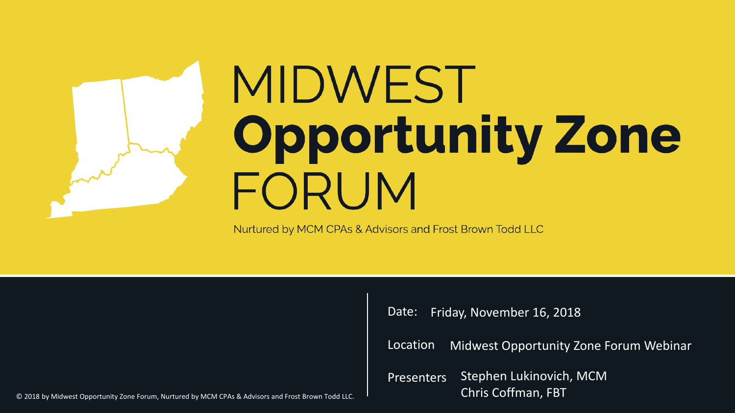# MIDWEST Opportunity Zone FORUM

Nurtured by MCM CPAs & Advisors and Frost Brown Todd LLC

Date: Friday, November 16, 2018

Location: Midwest Opportunity Zone Forum Webinar

Presenters: Stephen Lukinovich, MCM
Chris Coffman, FBT

© 2018 by Midwest Opportunity Zone Forum, Nurtured by MCM CPAs & Advisors and Frost Brown Todd LLC.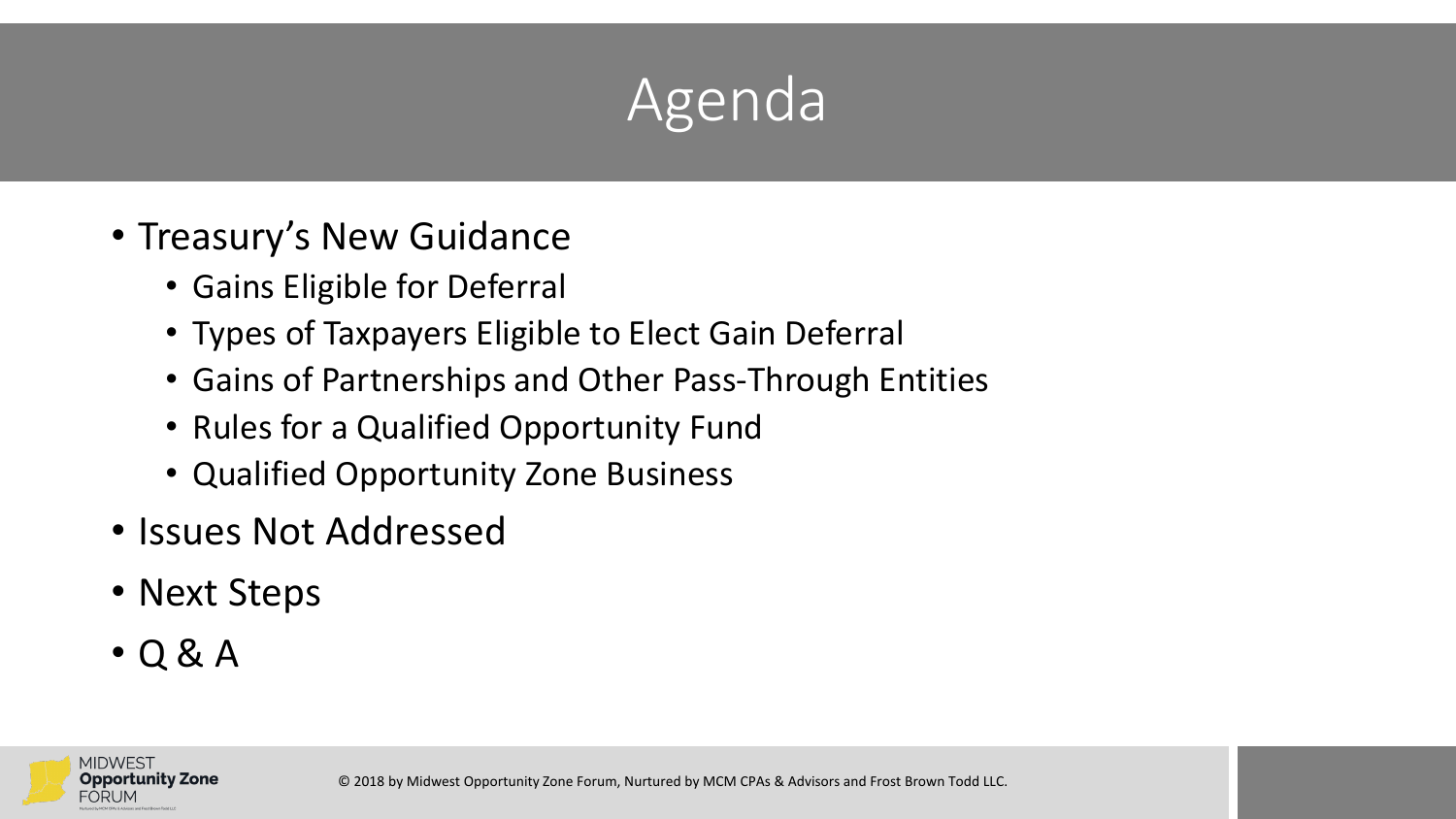# Agenda

- Treasury's New Guidance
  - Gains Eligible for Deferral
  - Types of Taxpayers Eligible to Elect Gain Deferral
  - Gains of Partnerships and Other Pass-Through Entities
  - Rules for a Qualified Opportunity Fund
  - Qualified Opportunity Zone Business
- Issues Not Addressed
- Next Steps
- Q & A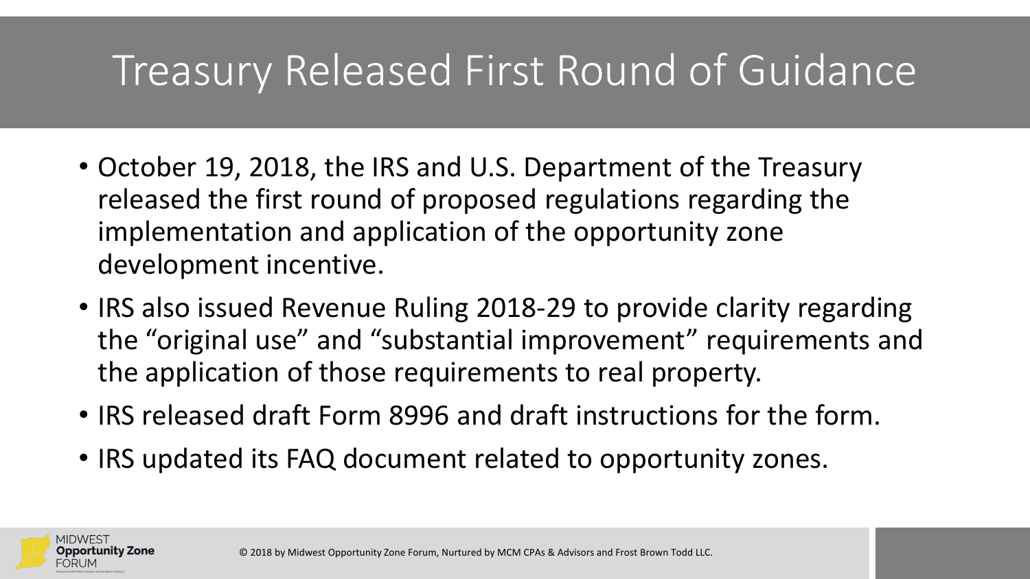# Treasury Released First Round of Guidance

- October 19, 2018, the IRS and U.S. Department of the Treasury released the first round of proposed regulations regarding the implementation and application of the opportunity zone development incentive.
- IRS also issued Revenue Ruling 2018-29 to provide clarity regarding the "original use" and "substantial improvement" requirements and the application of those requirements to real property.
- IRS released draft Form 8996 and draft instructions for the form.
- IRS updated its FAQ document related to opportunity zones.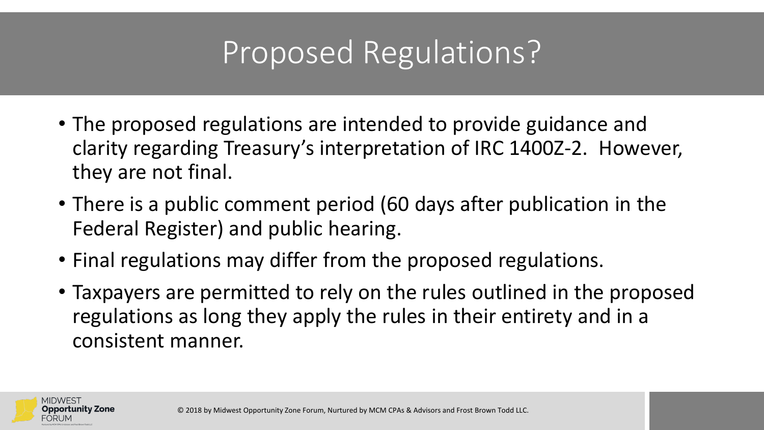# Proposed Regulations?

- The proposed regulations are intended to provide guidance and clarity regarding Treasury's interpretation of IRC 1400Z-2. However, they are not final.
- There is a public comment period (60 days after publication in the Federal Register) and public hearing.
- Final regulations may differ from the proposed regulations.
- Taxpayers are permitted to rely on the rules outlined in the proposed regulations as long they apply the rules in their entirety and in a consistent manner.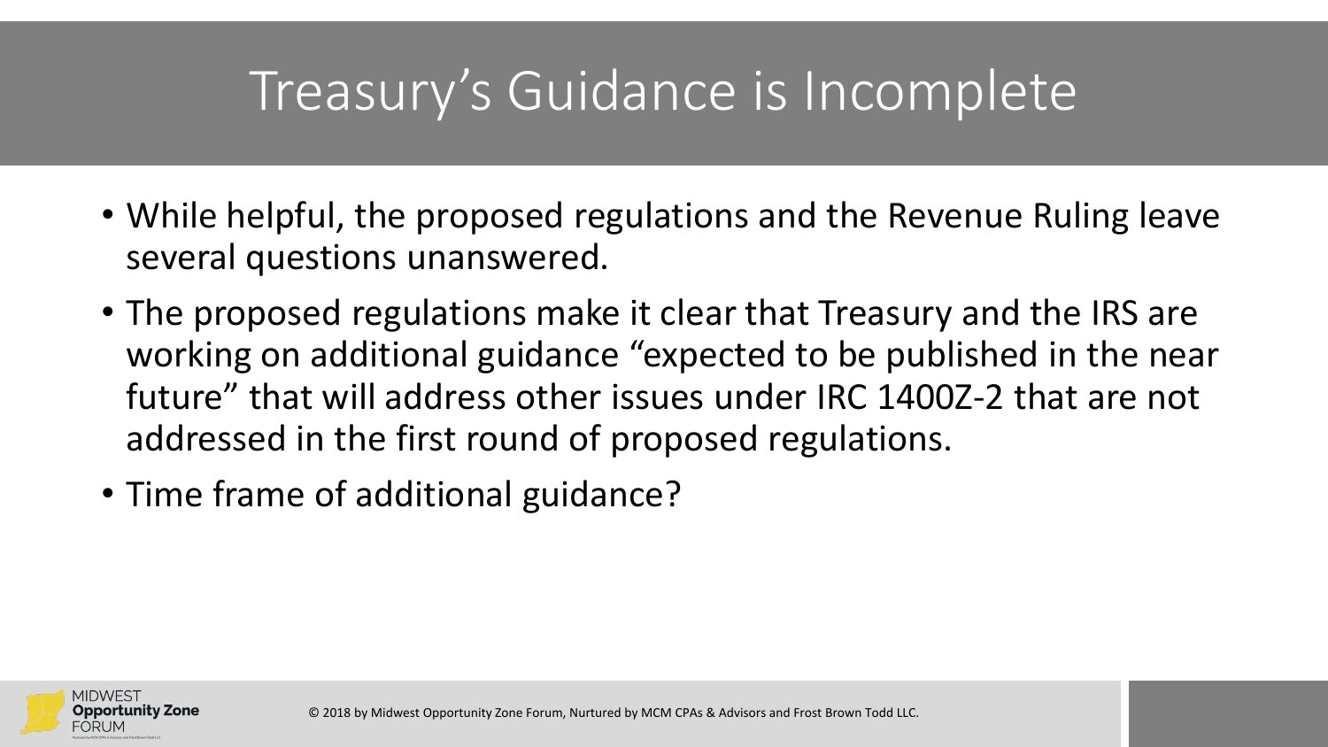# Treasury's Guidance is Incomplete

- While helpful, the proposed regulations and the Revenue Ruling leave several questions unanswered.
- The proposed regulations make it clear that Treasury and the IRS are working on additional guidance "expected to be published in the near future" that will address other issues under IRC 1400Z-2 that are not addressed in the first round of proposed regulations.
- Time frame of additional guidance?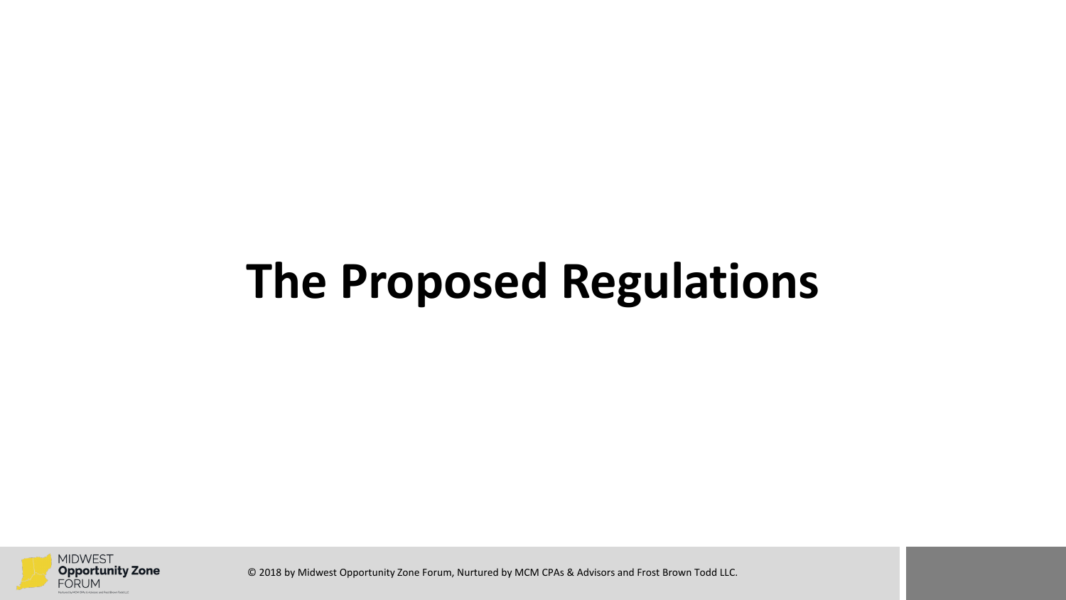# The Proposed Regulations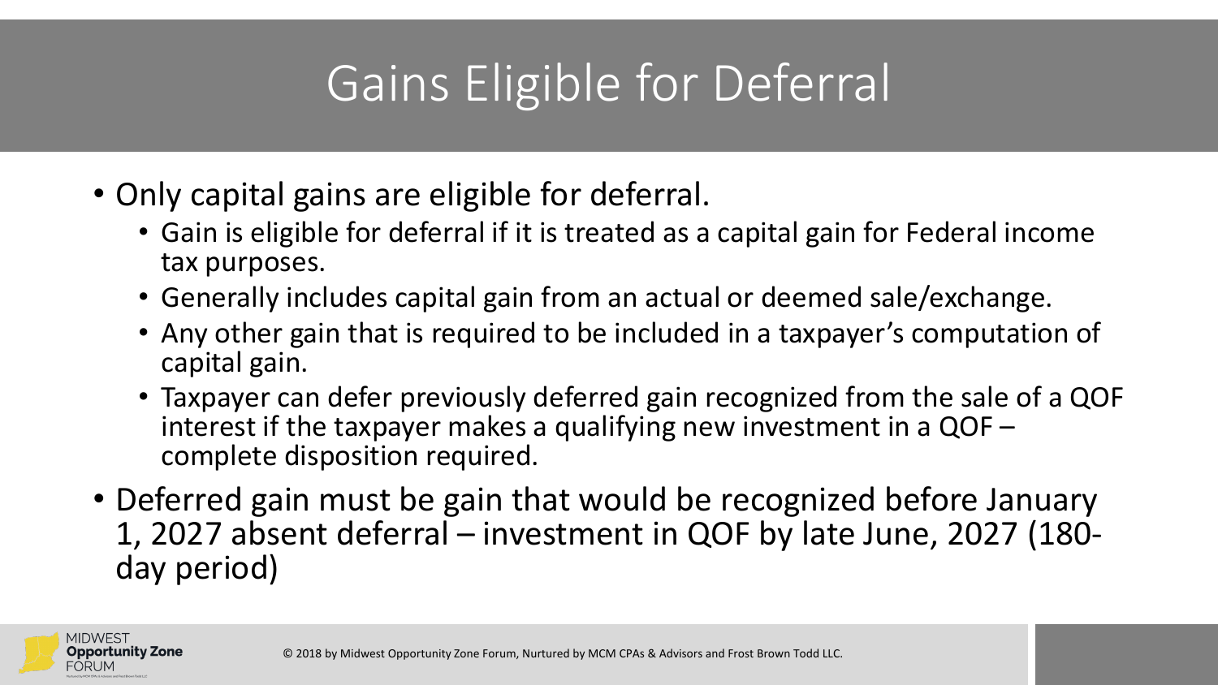# Gains Eligible for Deferral

- Only capital gains are eligible for deferral.
  - Gain is eligible for deferral if it is treated as a capital gain for Federal income tax purposes.
  - Generally includes capital gain from an actual or deemed sale/exchange.
  - Any other gain that is required to be included in a taxpayer's computation of capital gain.
  - Taxpayer can defer previously deferred gain recognized from the sale of a QOF interest if the taxpayer makes a qualifying new investment in a QOF – complete disposition required.
- Deferred gain must be gain that would be recognized before January 1, 2027 absent deferral – investment in QOF by late June, 2027 (180-day period)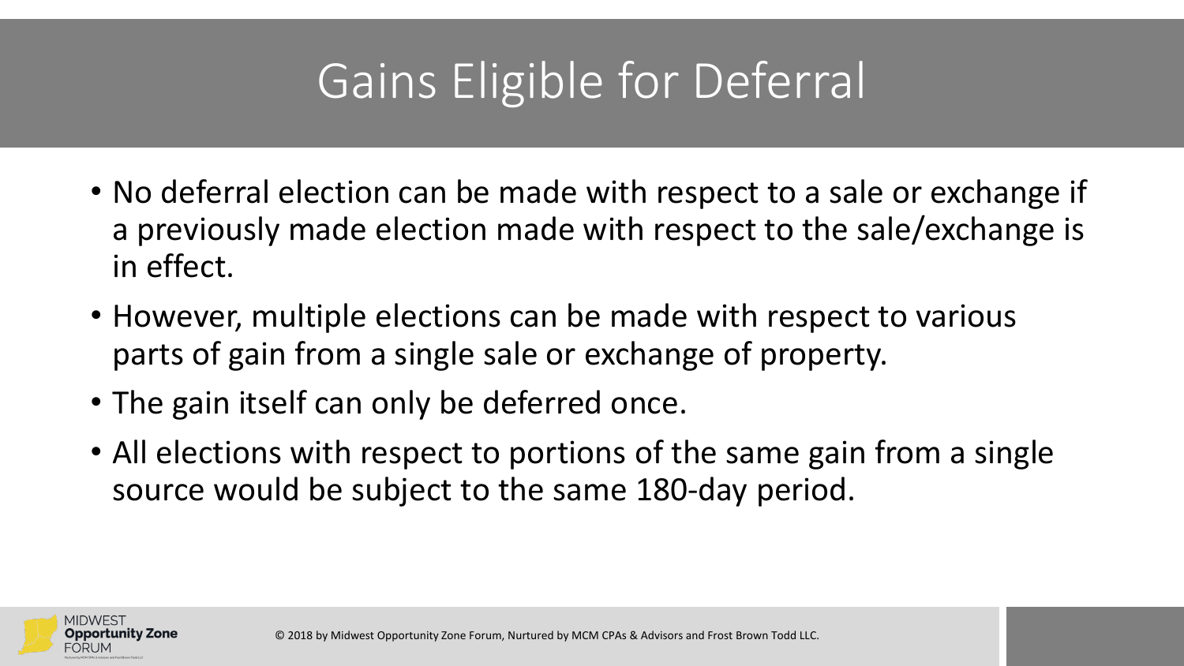# Gains Eligible for Deferral

- No deferral election can be made with respect to a sale or exchange if a previously made election made with respect to the sale/exchange is in effect.
- However, multiple elections can be made with respect to various parts of gain from a single sale or exchange of property.
- The gain itself can only be deferred once.
- All elections with respect to portions of the same gain from a single source would be subject to the same 180-day period.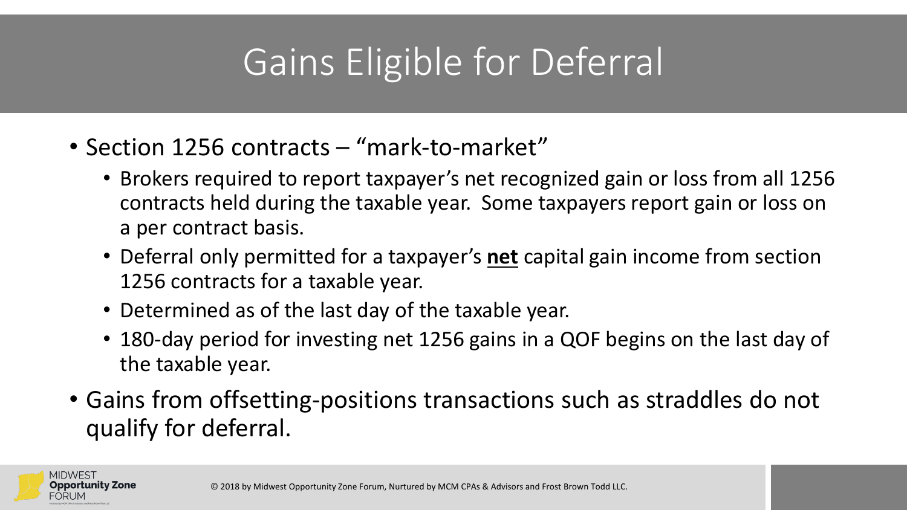# Gains Eligible for Deferral

- Section 1256 contracts – "mark-to-market"
  - Brokers required to report taxpayer's net recognized gain or loss from all 1256 contracts held during the taxable year. Some taxpayers report gain or loss on a per contract basis.
  - Deferral only permitted for a taxpayer's **net** capital gain income from section 1256 contracts for a taxable year.
  - Determined as of the last day of the taxable year.
  - 180-day period for investing net 1256 gains in a QOF begins on the last day of the taxable year.
- Gains from offsetting-positions transactions such as straddles do not qualify for deferral.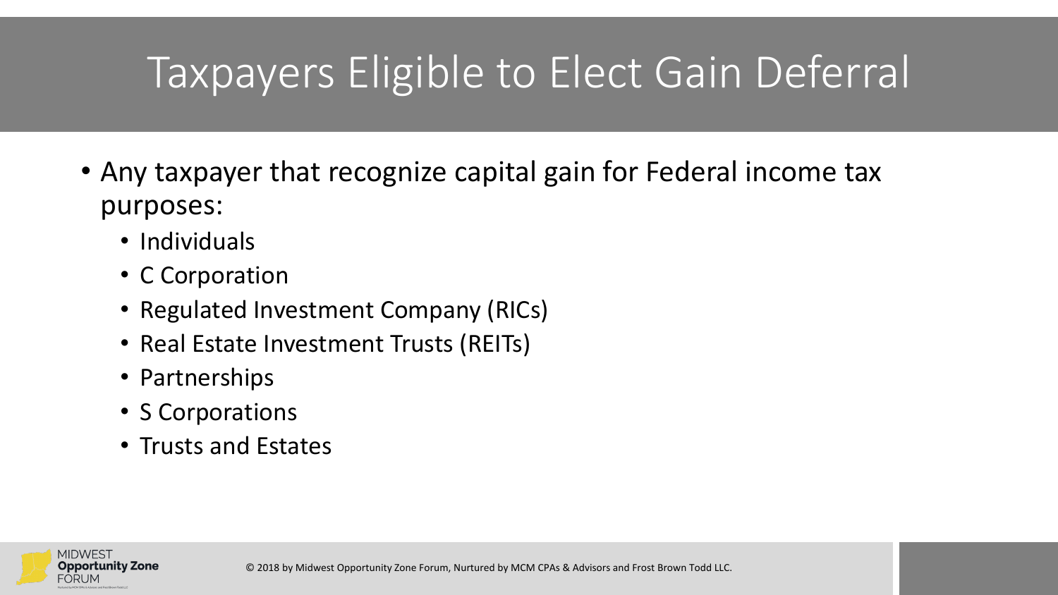# Taxpayers Eligible to Elect Gain Deferral

- Any taxpayer that recognize capital gain for Federal income tax purposes:
  - Individuals
  - C Corporation
  - Regulated Investment Company (RICs)
  - Real Estate Investment Trusts (REITs)
  - Partnerships
  - S Corporations
  - Trusts and Estates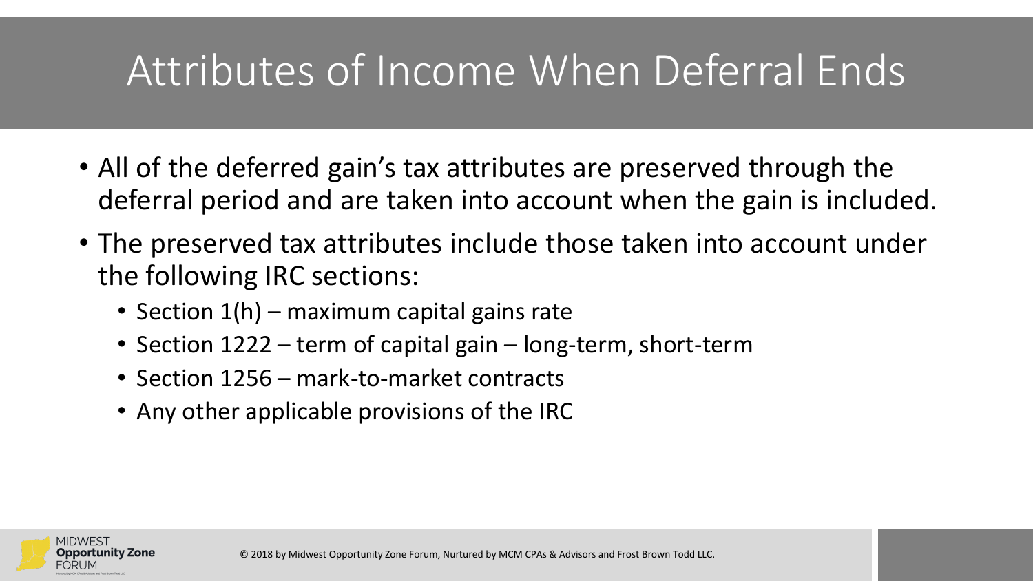# Attributes of Income When Deferral Ends

- All of the deferred gain's tax attributes are preserved through the deferral period and are taken into account when the gain is included.
- The preserved tax attributes include those taken into account under the following IRC sections:
  - Section 1(h) – maximum capital gains rate
  - Section 1222 – term of capital gain – long-term, short-term
  - Section 1256 – mark-to-market contracts
  - Any other applicable provisions of the IRC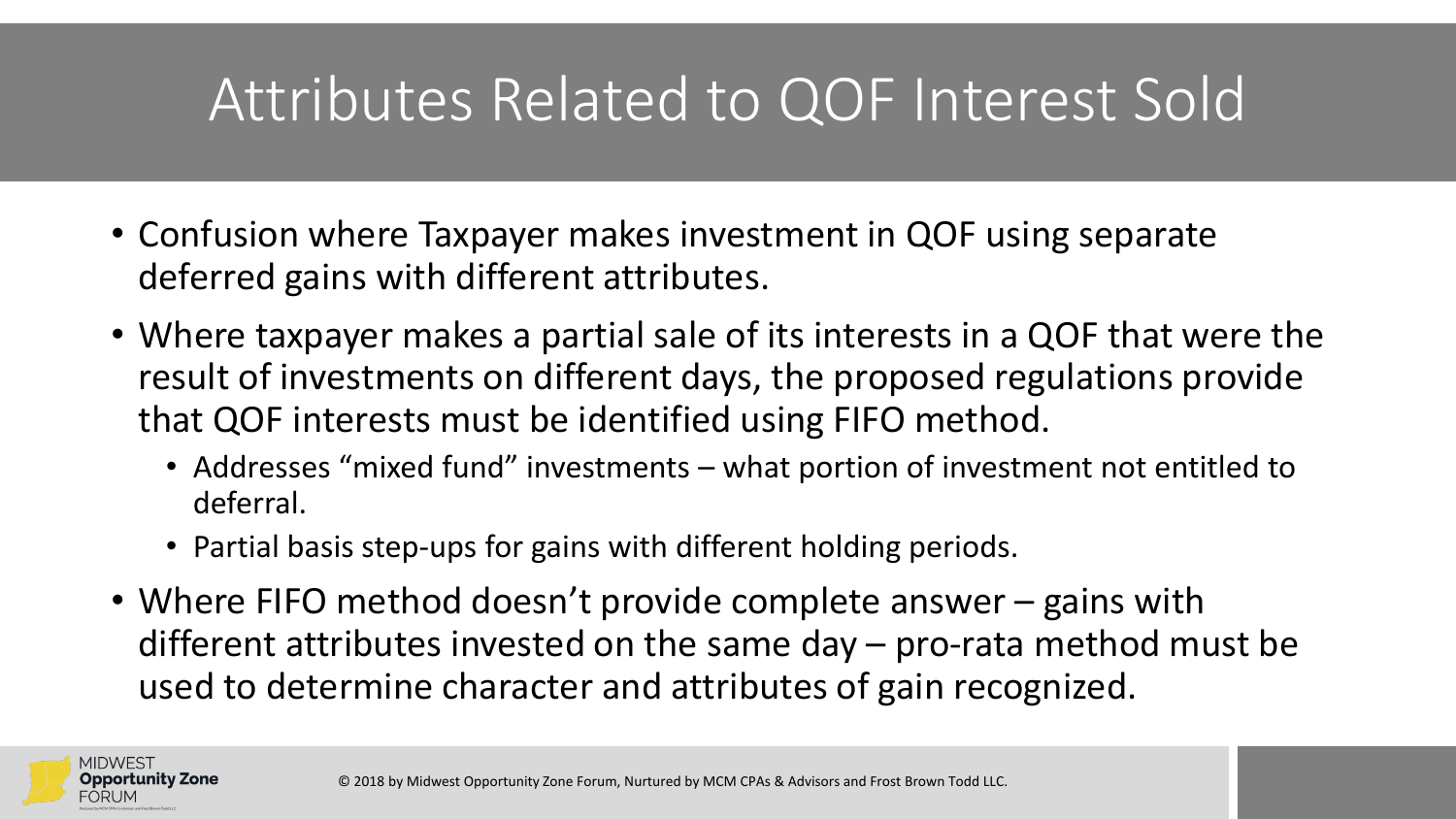# Attributes Related to QOF Interest Sold

- Confusion where Taxpayer makes investment in QOF using separate deferred gains with different attributes.
- Where taxpayer makes a partial sale of its interests in a QOF that were the result of investments on different days, the proposed regulations provide that QOF interests must be identified using FIFO method.
  - Addresses "mixed fund" investments – what portion of investment not entitled to deferral.
  - Partial basis step-ups for gains with different holding periods.
- Where FIFO method doesn't provide complete answer – gains with different attributes invested on the same day – pro-rata method must be used to determine character and attributes of gain recognized.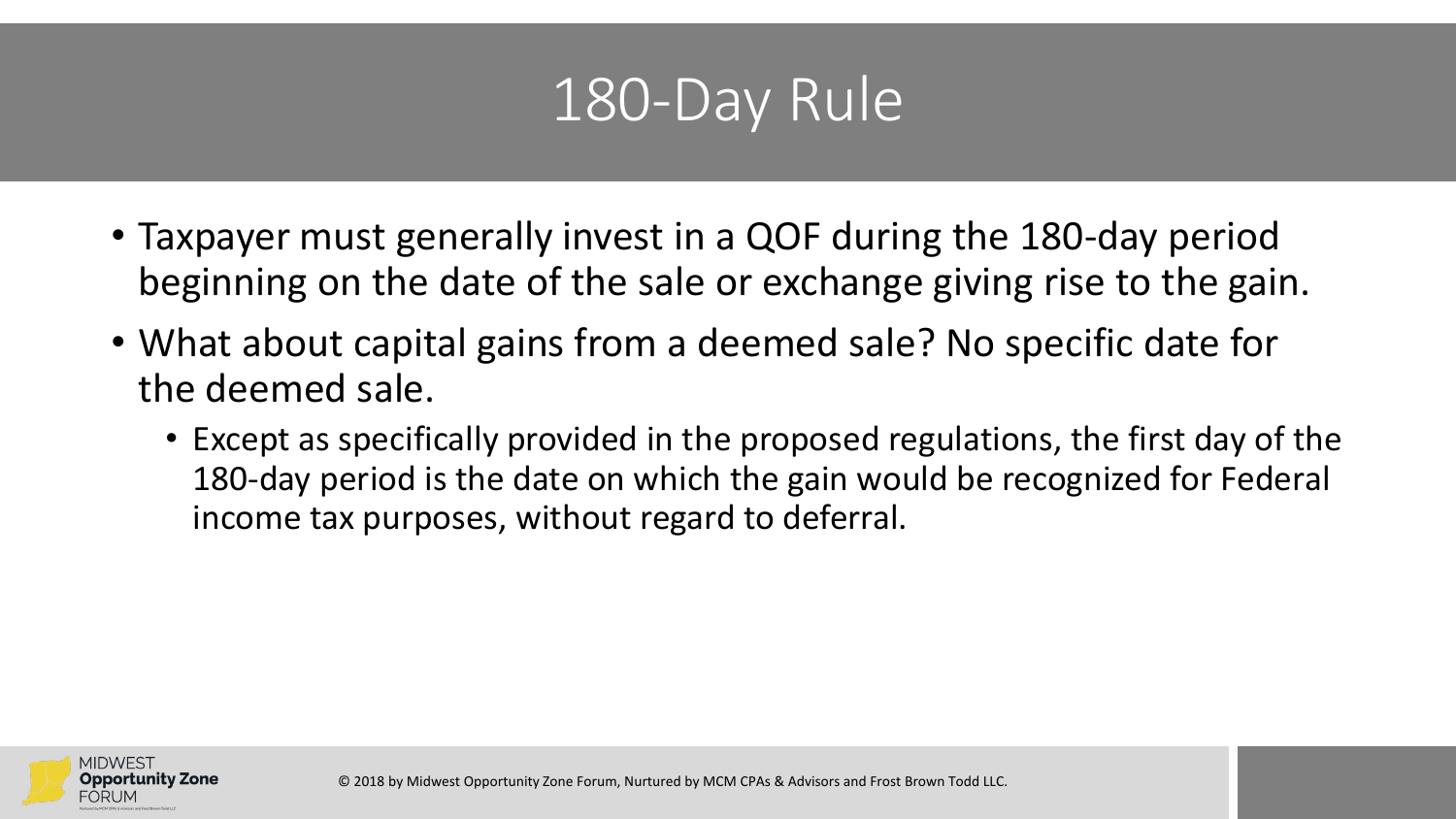# 180-Day Rule

- Taxpayer must generally invest in a QOF during the 180-day period beginning on the date of the sale or exchange giving rise to the gain.
- What about capital gains from a deemed sale? No specific date for the deemed sale.
  - Except as specifically provided in the proposed regulations, the first day of the 180-day period is the date on which the gain would be recognized for Federal income tax purposes, without regard to deferral.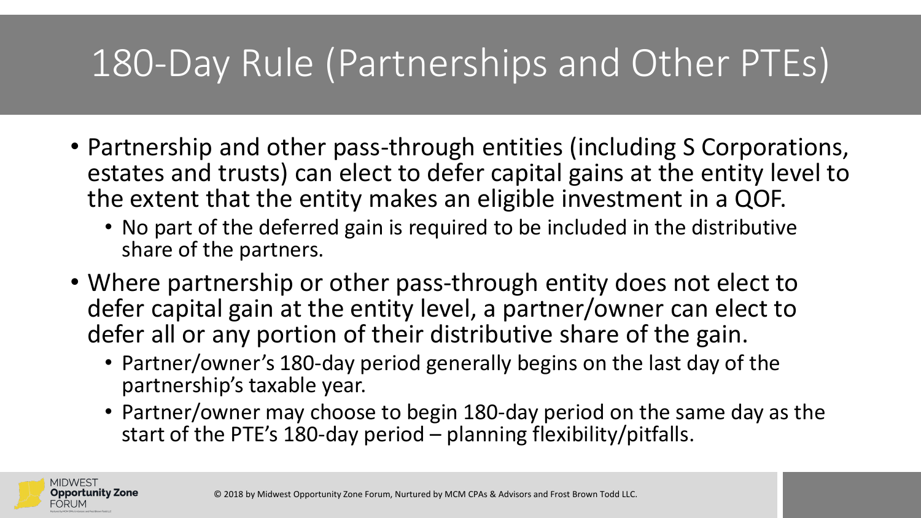# 180-Day Rule (Partnerships and Other PTEs)

- Partnership and other pass-through entities (including S Corporations, estates and trusts) can elect to defer capital gains at the entity level to the extent that the entity makes an eligible investment in a QOF.
  - No part of the deferred gain is required to be included in the distributive share of the partners.
- Where partnership or other pass-through entity does not elect to defer capital gain at the entity level, a partner/owner can elect to defer all or any portion of their distributive share of the gain.
  - Partner/owner's 180-day period generally begins on the last day of the partnership's taxable year.
  - Partner/owner may choose to begin 180-day period on the same day as the start of the PTE's 180-day period – planning flexibility/pitfalls.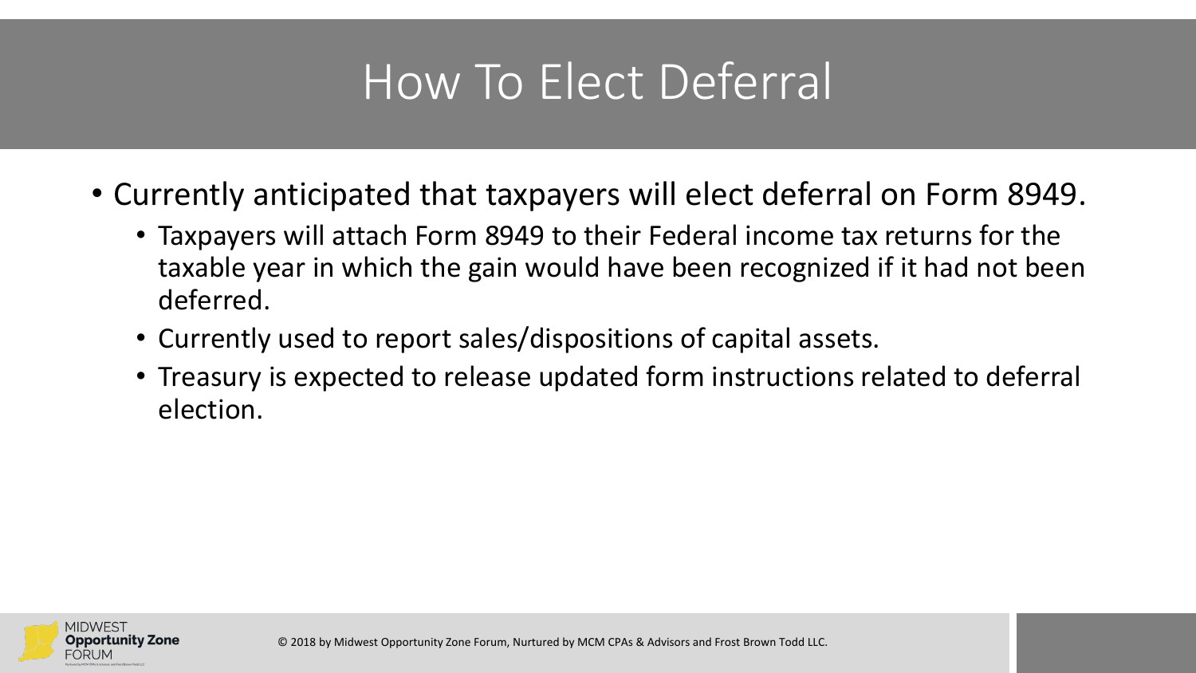# How To Elect Deferral

- Currently anticipated that taxpayers will elect deferral on Form 8949.
  - Taxpayers will attach Form 8949 to their Federal income tax returns for the taxable year in which the gain would have been recognized if it had not been deferred.
  - Currently used to report sales/dispositions of capital assets.
  - Treasury is expected to release updated form instructions related to deferral election.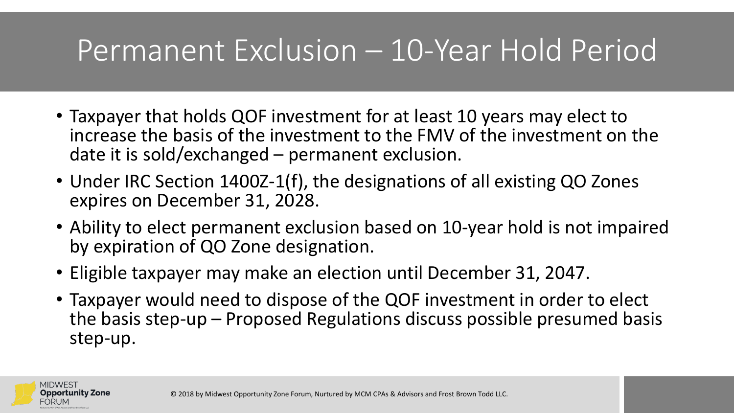# Permanent Exclusion – 10-Year Hold Period

- Taxpayer that holds QOF investment for at least 10 years may elect to increase the basis of the investment to the FMV of the investment on the date it is sold/exchanged – permanent exclusion.
- Under IRC Section 1400Z-1(f), the designations of all existing QO Zones expires on December 31, 2028.
- Ability to elect permanent exclusion based on 10-year hold is not impaired by expiration of QO Zone designation.
- Eligible taxpayer may make an election until December 31, 2047.
- Taxpayer would need to dispose of the QOF investment in order to elect the basis step-up – Proposed Regulations discuss possible presumed basis step-up.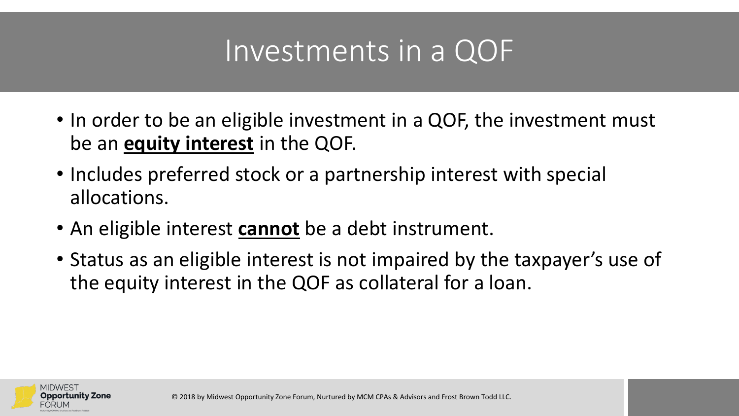# Investments in a QOF

- In order to be an eligible investment in a QOF, the investment must be an **equity interest** in the QOF.
- Includes preferred stock or a partnership interest with special allocations.
- An eligible interest **cannot** be a debt instrument.
- Status as an eligible interest is not impaired by the taxpayer's use of the equity interest in the QOF as collateral for a loan.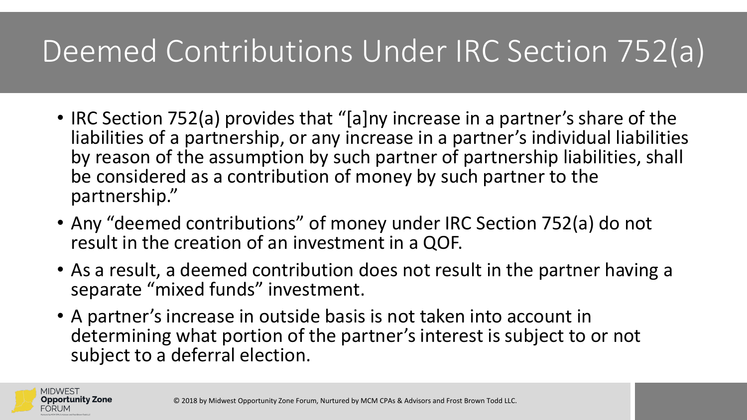# Deemed Contributions Under IRC Section 752(a)

- IRC Section 752(a) provides that "[a]ny increase in a partner's share of the liabilities of a partnership, or any increase in a partner's individual liabilities by reason of the assumption by such partner of partnership liabilities, shall be considered as a contribution of money by such partner to the partnership."
- Any "deemed contributions" of money under IRC Section 752(a) do not result in the creation of an investment in a QOF.
- As a result, a deemed contribution does not result in the partner having a separate "mixed funds" investment.
- A partner's increase in outside basis is not taken into account in determining what portion of the partner's interest is subject to or not subject to a deferral election.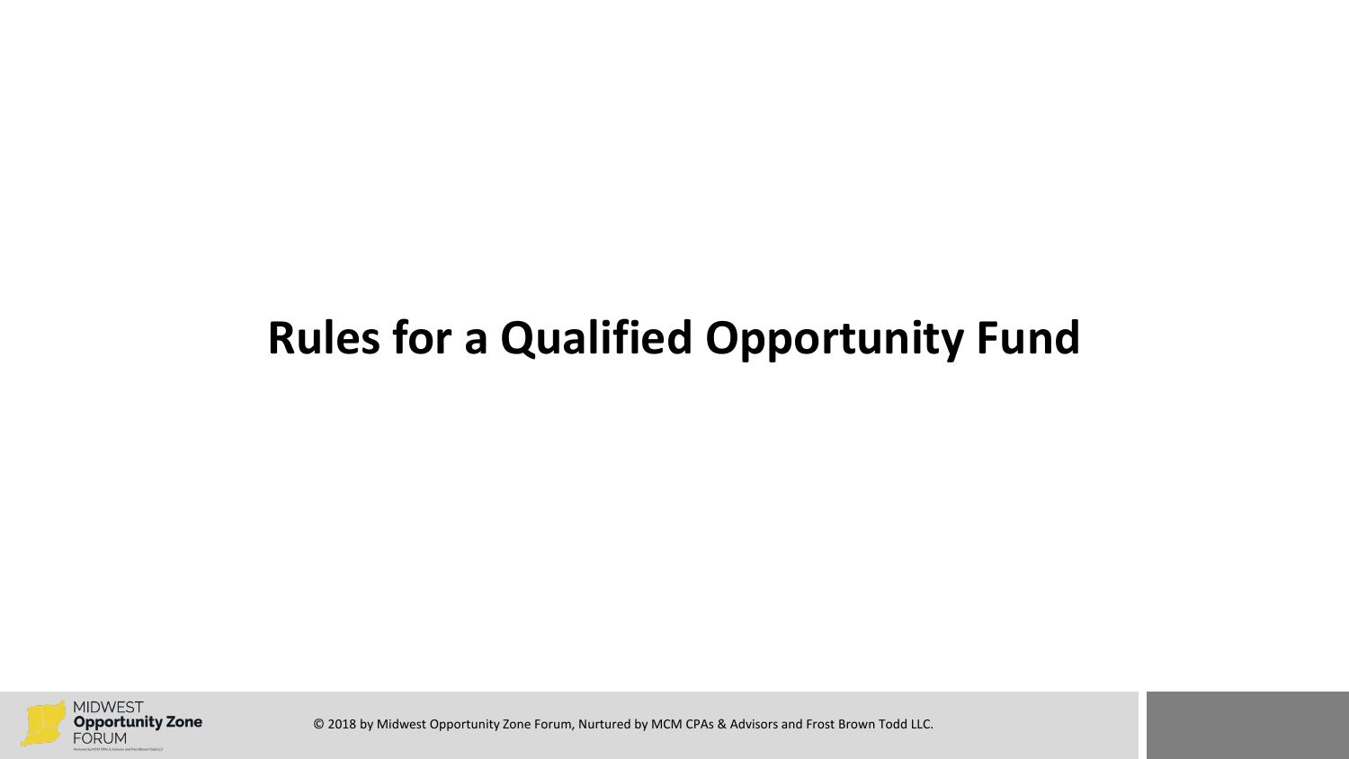# Rules for a Qualified Opportunity Fund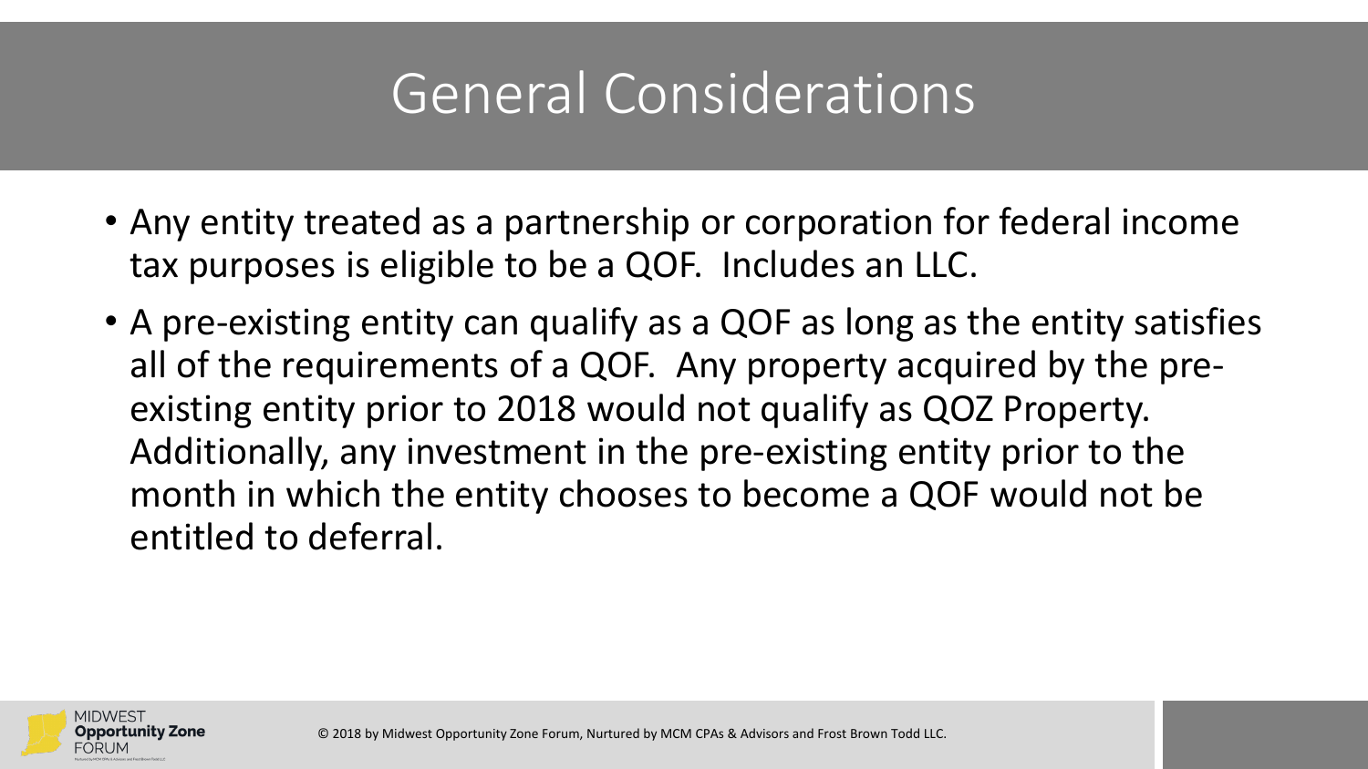# General Considerations

- Any entity treated as a partnership or corporation for federal income tax purposes is eligible to be a QOF. Includes an LLC.
- A pre-existing entity can qualify as a QOF as long as the entity satisfies all of the requirements of a QOF. Any property acquired by the pre-existing entity prior to 2018 would not qualify as QOZ Property. Additionally, any investment in the pre-existing entity prior to the month in which the entity chooses to become a QOF would not be entitled to deferral.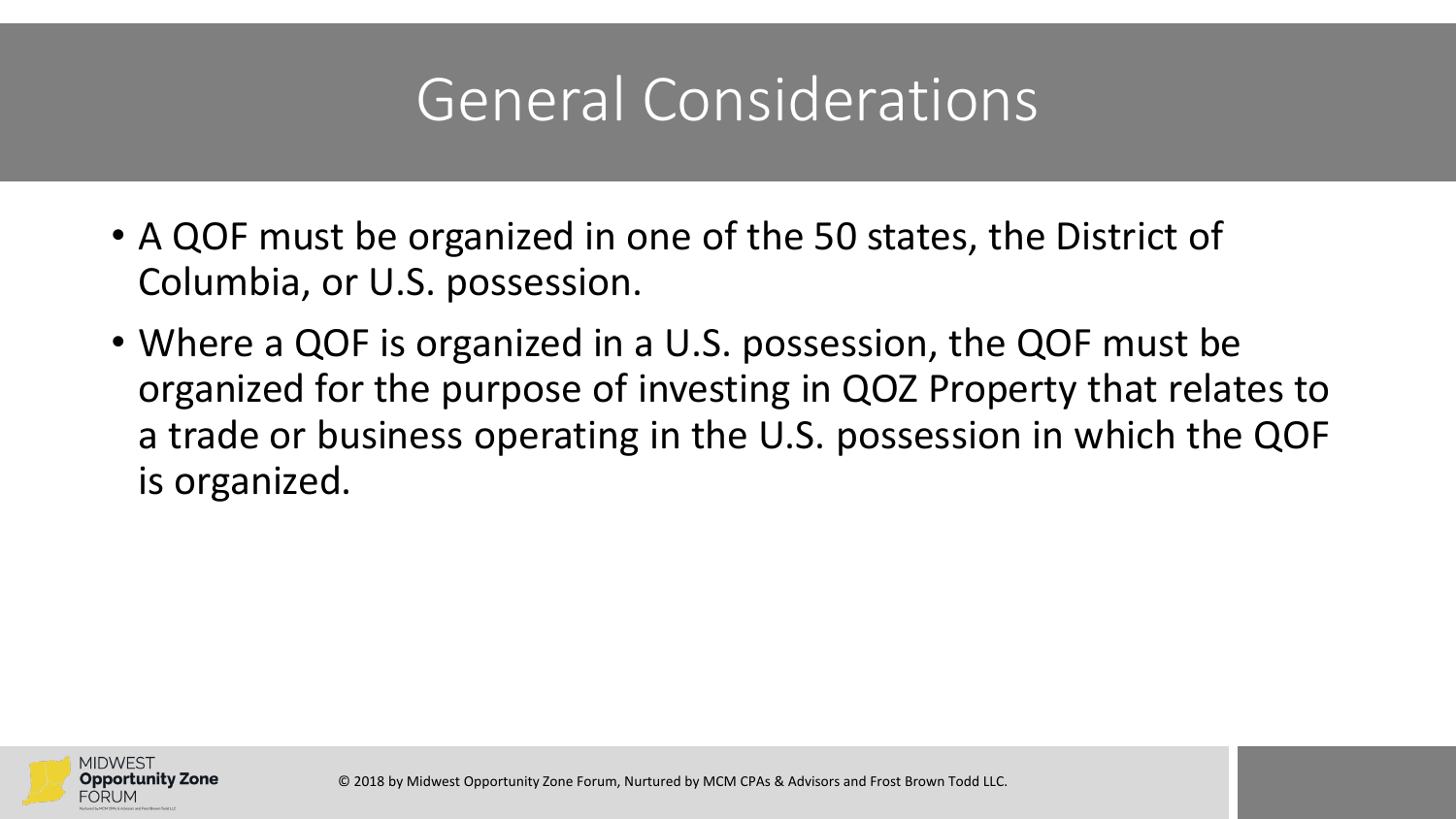# General Considerations

- A QOF must be organized in one of the 50 states, the District of Columbia, or U.S. possession.
- Where a QOF is organized in a U.S. possession, the QOF must be organized for the purpose of investing in QOZ Property that relates to a trade or business operating in the U.S. possession in which the QOF is organized.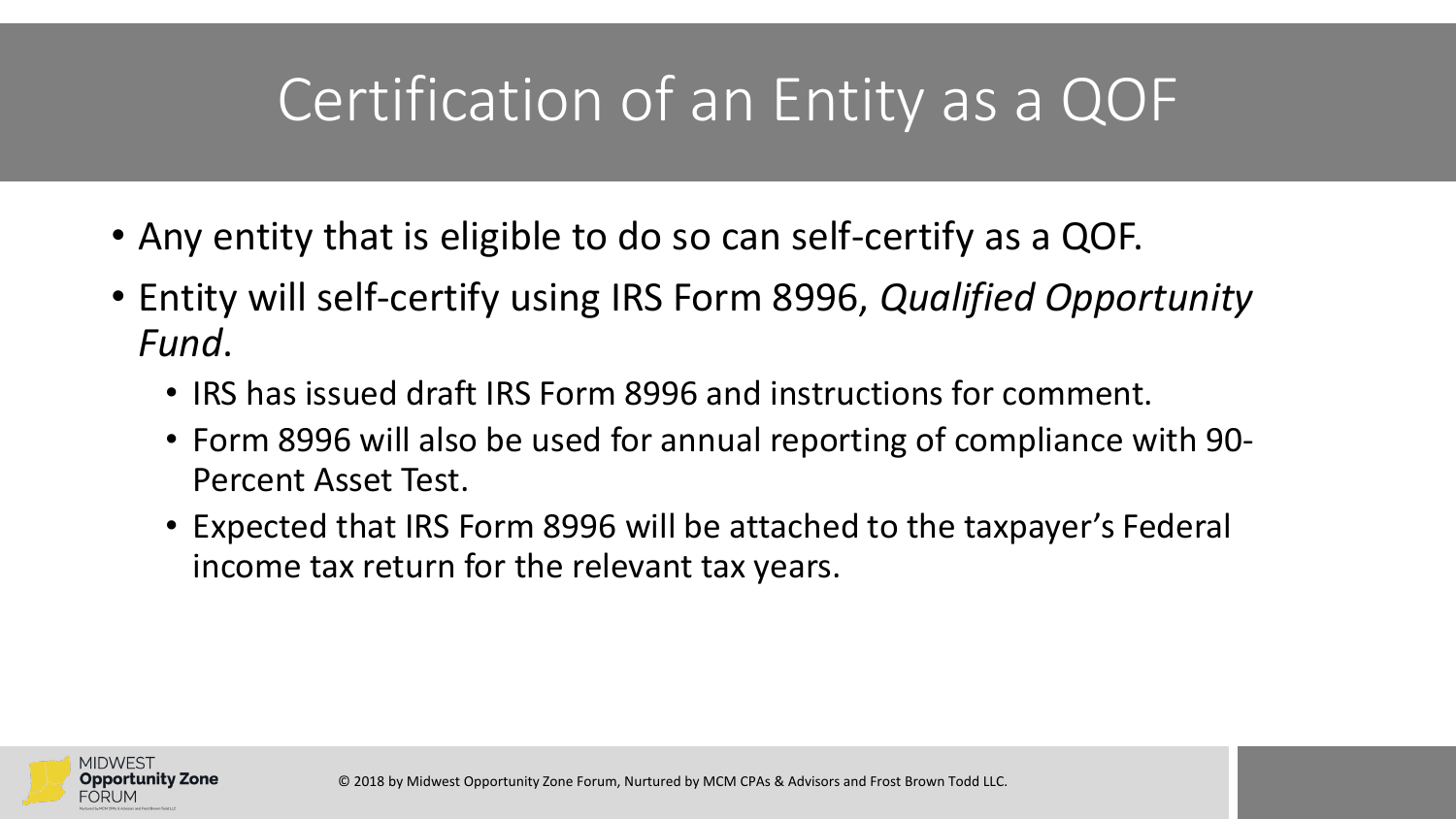# Certification of an Entity as a QOF

- Any entity that is eligible to do so can self-certify as a QOF.
- Entity will self-certify using IRS Form 8996, *Qualified Opportunity Fund*.
  - IRS has issued draft IRS Form 8996 and instructions for comment.
  - Form 8996 will also be used for annual reporting of compliance with 90-Percent Asset Test.
  - Expected that IRS Form 8996 will be attached to the taxpayer's Federal income tax return for the relevant tax years.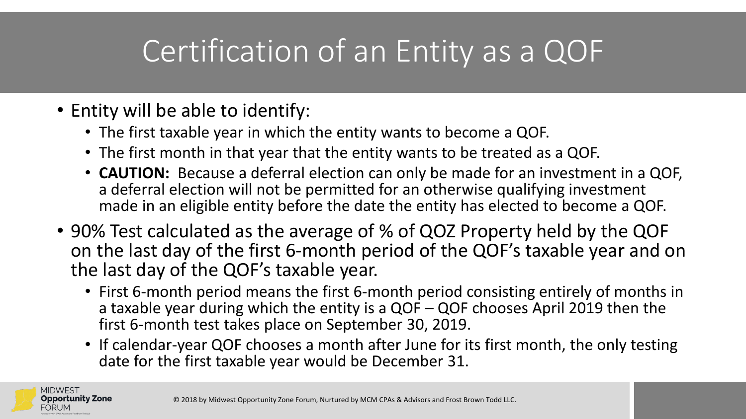# Certification of an Entity as a QOF

- Entity will be able to identify:
  - The first taxable year in which the entity wants to become a QOF.
  - The first month in that year that the entity wants to be treated as a QOF.
  - **CAUTION:** Because a deferral election can only be made for an investment in a QOF, a deferral election will not be permitted for an otherwise qualifying investment made in an eligible entity before the date the entity has elected to become a QOF.
- 90% Test calculated as the average of % of QOZ Property held by the QOF on the last day of the first 6-month period of the QOF's taxable year and on the last day of the QOF's taxable year.
  - First 6-month period means the first 6-month period consisting entirely of months in a taxable year during which the entity is a QOF – QOF chooses April 2019 then the first 6-month test takes place on September 30, 2019.
  - If calendar-year QOF chooses a month after June for its first month, the only testing date for the first taxable year would be December 31.

© 2018 by Midwest Opportunity Zone Forum, Nurtured by MCM CPAs & Advisors and Frost Brown Todd LLC.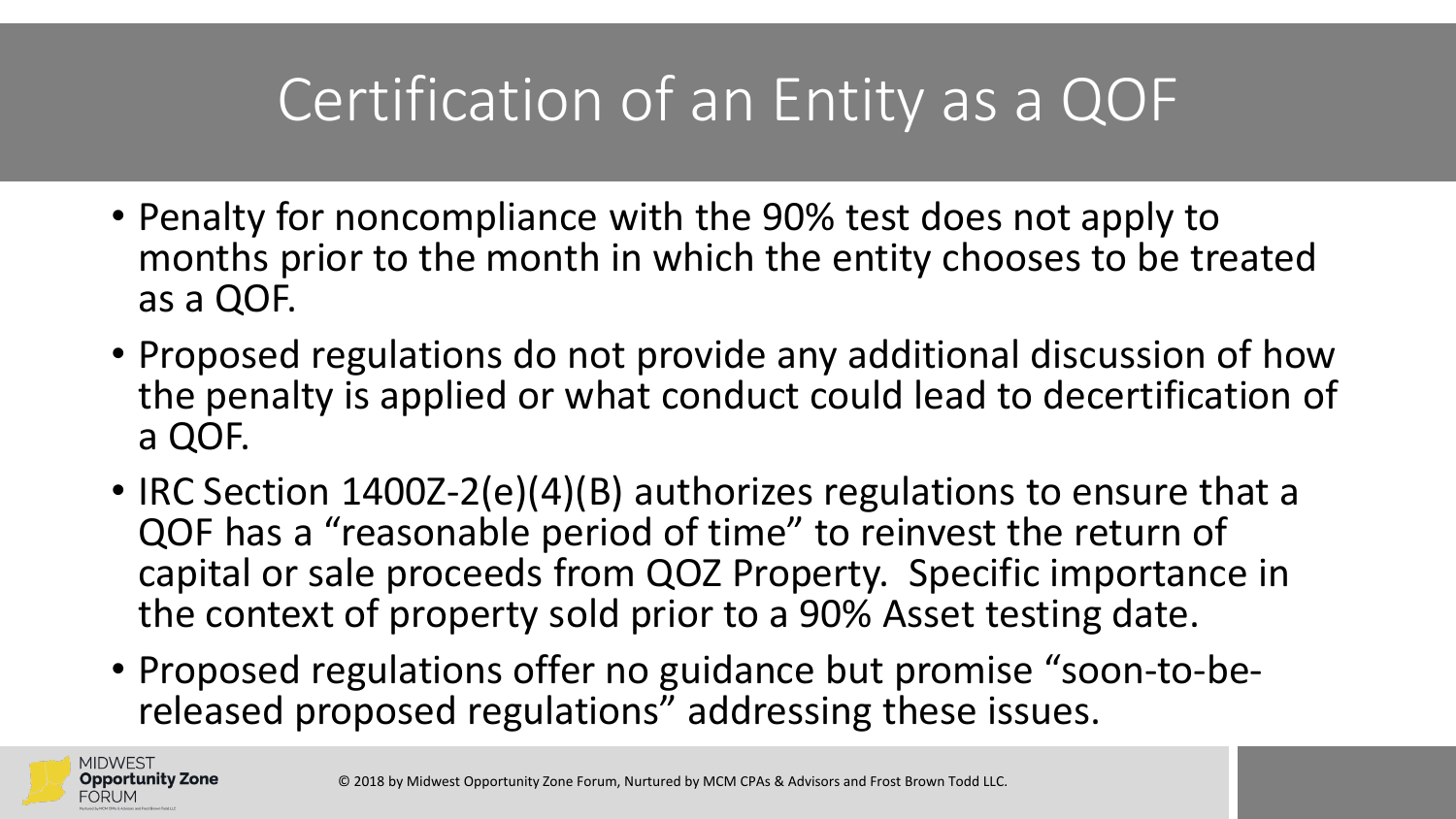# Certification of an Entity as a QOF

- Penalty for noncompliance with the 90% test does not apply to months prior to the month in which the entity chooses to be treated as a QOF.
- Proposed regulations do not provide any additional discussion of how the penalty is applied or what conduct could lead to decertification of a QOF.
- IRC Section 1400Z-2(e)(4)(B) authorizes regulations to ensure that a QOF has a "reasonable period of time" to reinvest the return of capital or sale proceeds from QOZ Property. Specific importance in the context of property sold prior to a 90% Asset testing date.
- Proposed regulations offer no guidance but promise "soon-to-be-released proposed regulations" addressing these issues.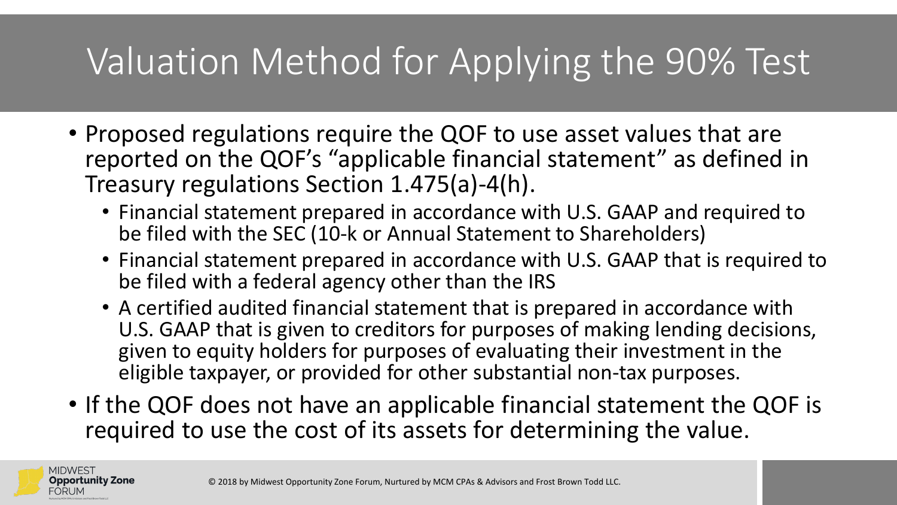# Valuation Method for Applying the 90% Test

- Proposed regulations require the QOF to use asset values that are reported on the QOF's "applicable financial statement" as defined in Treasury regulations Section 1.475(a)-4(h).
  - Financial statement prepared in accordance with U.S. GAAP and required to be filed with the SEC (10-k or Annual Statement to Shareholders)
  - Financial statement prepared in accordance with U.S. GAAP that is required to be filed with a federal agency other than the IRS
  - A certified audited financial statement that is prepared in accordance with U.S. GAAP that is given to creditors for purposes of making lending decisions, given to equity holders for purposes of evaluating their investment in the eligible taxpayer, or provided for other substantial non-tax purposes.
- If the QOF does not have an applicable financial statement the QOF is required to use the cost of its assets for determining the value.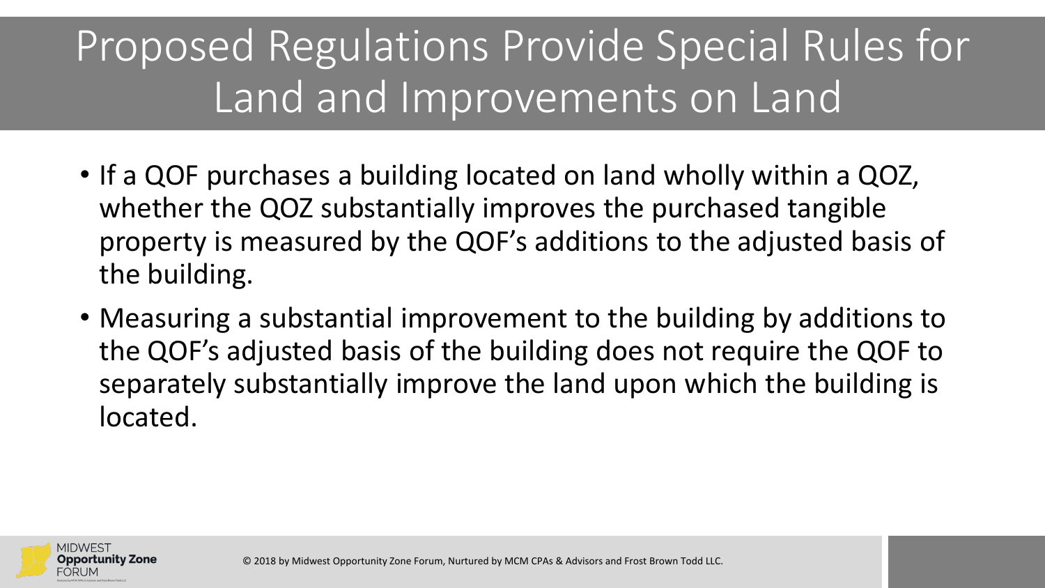# Proposed Regulations Provide Special Rules for Land and Improvements on Land

- If a QOF purchases a building located on land wholly within a QOZ, whether the QOZ substantially improves the purchased tangible property is measured by the QOF's additions to the adjusted basis of the building.
- Measuring a substantial improvement to the building by additions to the QOF's adjusted basis of the building does not require the QOF to separately substantially improve the land upon which the building is located.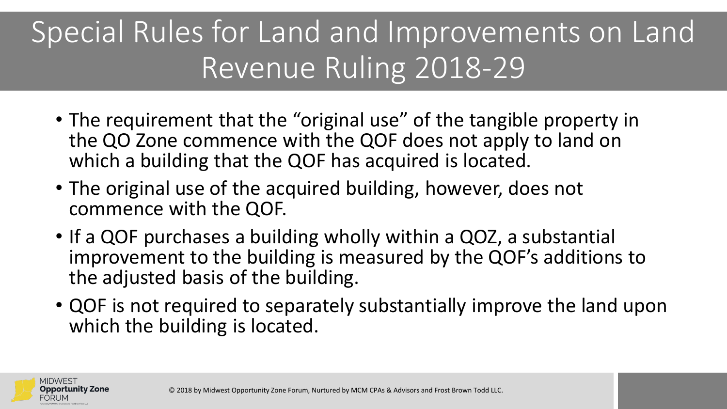# Special Rules for Land and Improvements on Land Revenue Ruling 2018-29

- The requirement that the "original use" of the tangible property in the QO Zone commence with the QOF does not apply to land on which a building that the QOF has acquired is located.
- The original use of the acquired building, however, does not commence with the QOF.
- If a QOF purchases a building wholly within a QOZ, a substantial improvement to the building is measured by the QOF's additions to the adjusted basis of the building.
- QOF is not required to separately substantially improve the land upon which the building is located.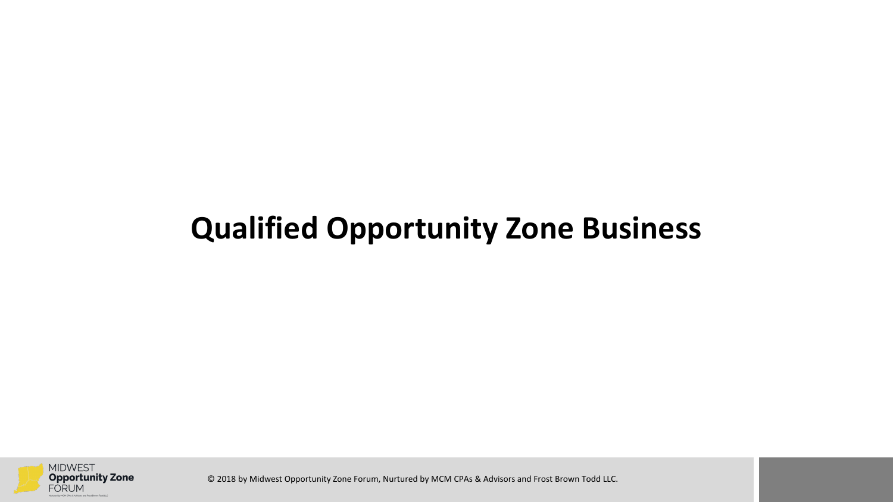# Qualified Opportunity Zone Business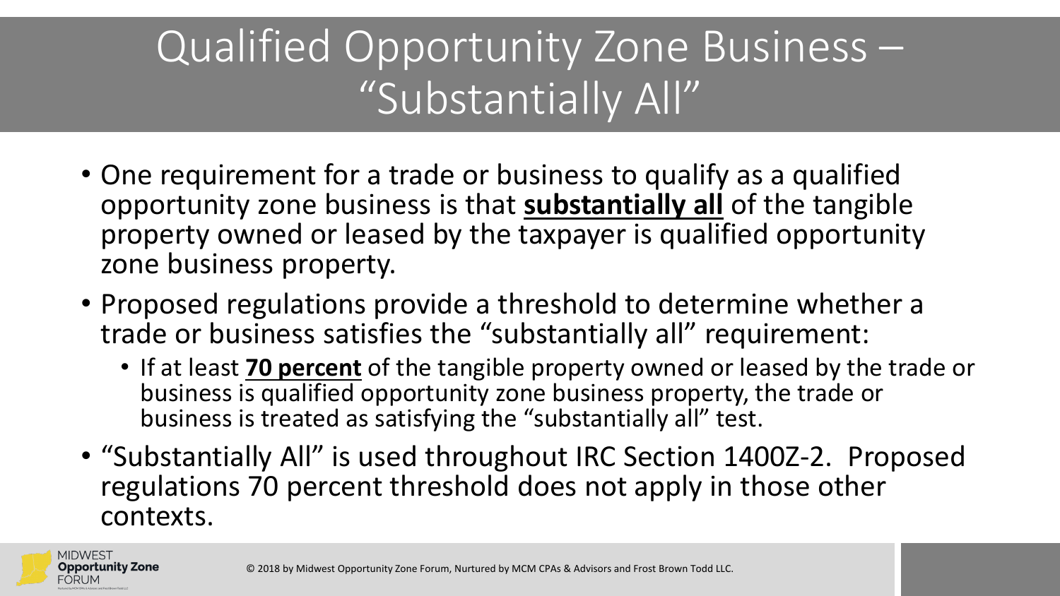# Qualified Opportunity Zone Business – "Substantially All"

- One requirement for a trade or business to qualify as a qualified opportunity zone business is that **substantially all** of the tangible property owned or leased by the taxpayer is qualified opportunity zone business property.
- Proposed regulations provide a threshold to determine whether a trade or business satisfies the "substantially all" requirement:
  - If at least **70 percent** of the tangible property owned or leased by the trade or business is qualified opportunity zone business property, the trade or business is treated as satisfying the "substantially all" test.
- "Substantially All" is used throughout IRC Section 1400Z-2. Proposed regulations 70 percent threshold does not apply in those other contexts.

© 2018 by Midwest Opportunity Zone Forum, Nurtured by MCM CPAs & Advisors and Frost Brown Todd LLC.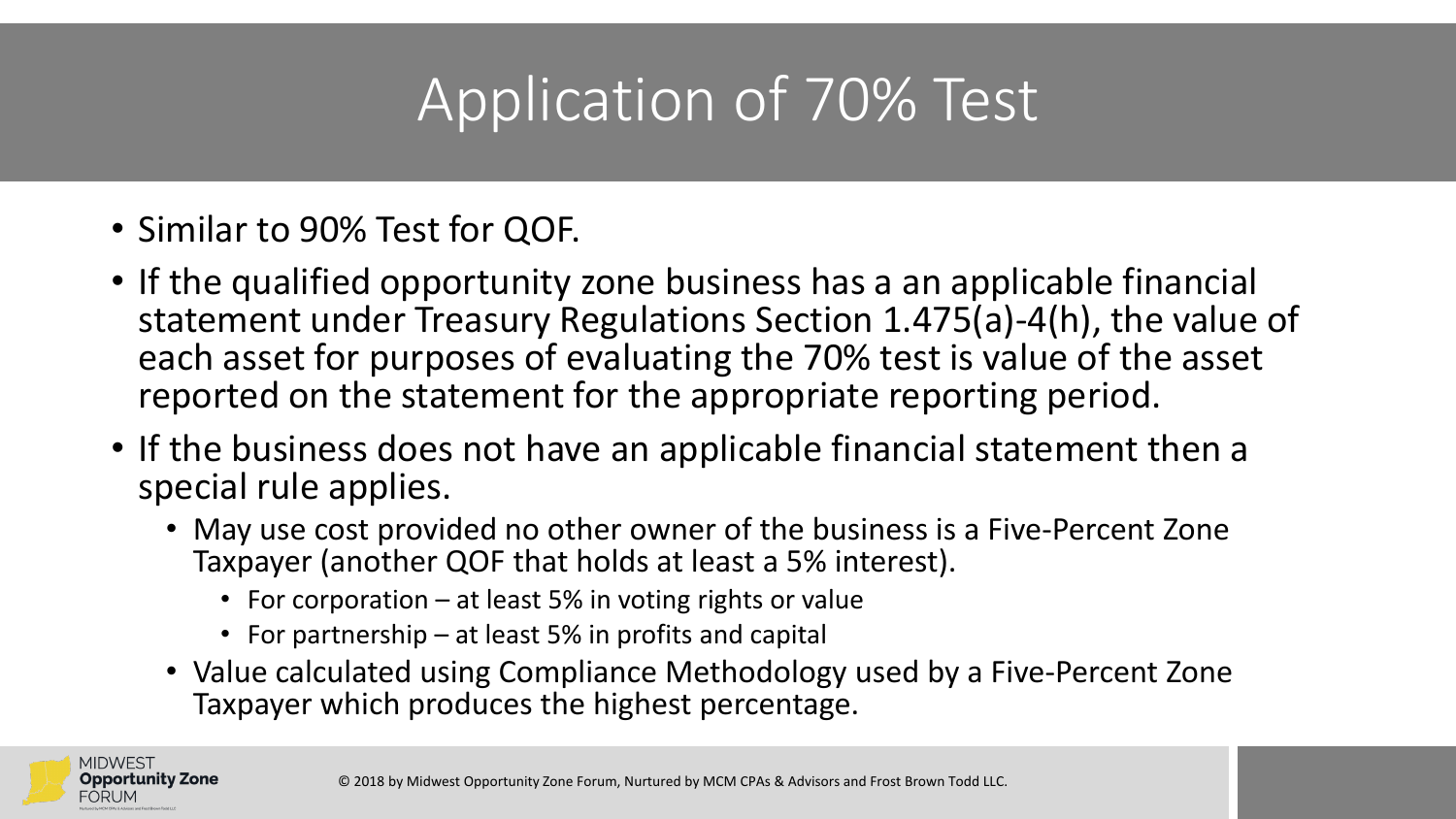# Application of 70% Test

- Similar to 90% Test for QOF.
- If the qualified opportunity zone business has a an applicable financial statement under Treasury Regulations Section 1.475(a)-4(h), the value of each asset for purposes of evaluating the 70% test is value of the asset reported on the statement for the appropriate reporting period.
- If the business does not have an applicable financial statement then a special rule applies.
  - May use cost provided no other owner of the business is a Five-Percent Zone Taxpayer (another QOF that holds at least a 5% interest).
    - For corporation – at least 5% in voting rights or value
    - For partnership – at least 5% in profits and capital
  - Value calculated using Compliance Methodology used by a Five-Percent Zone Taxpayer which produces the highest percentage.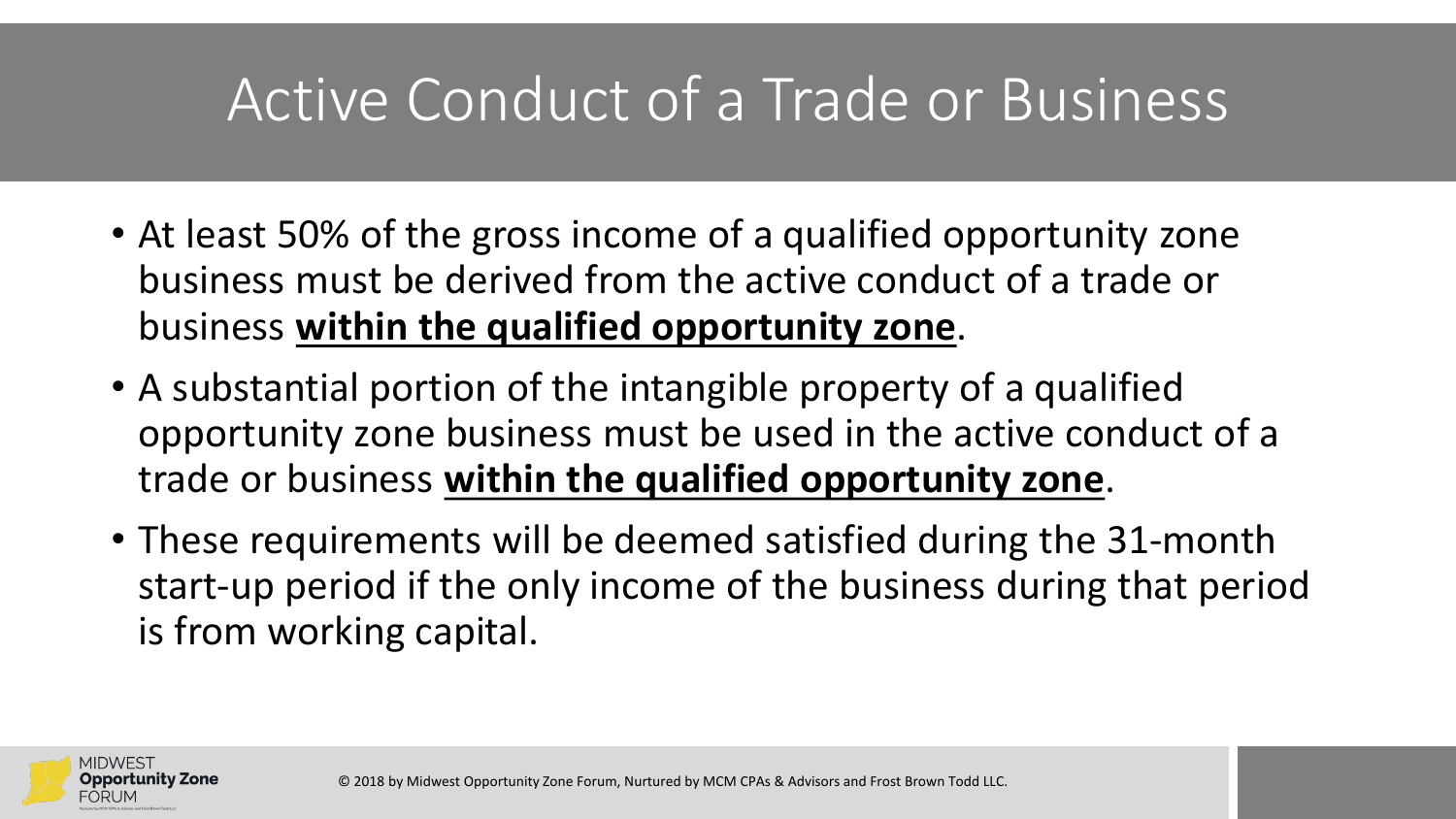# Active Conduct of a Trade or Business

- At least 50% of the gross income of a qualified opportunity zone business must be derived from the active conduct of a trade or business **within the qualified opportunity zone**.
- A substantial portion of the intangible property of a qualified opportunity zone business must be used in the active conduct of a trade or business **within the qualified opportunity zone**.
- These requirements will be deemed satisfied during the 31-month start-up period if the only income of the business during that period is from working capital.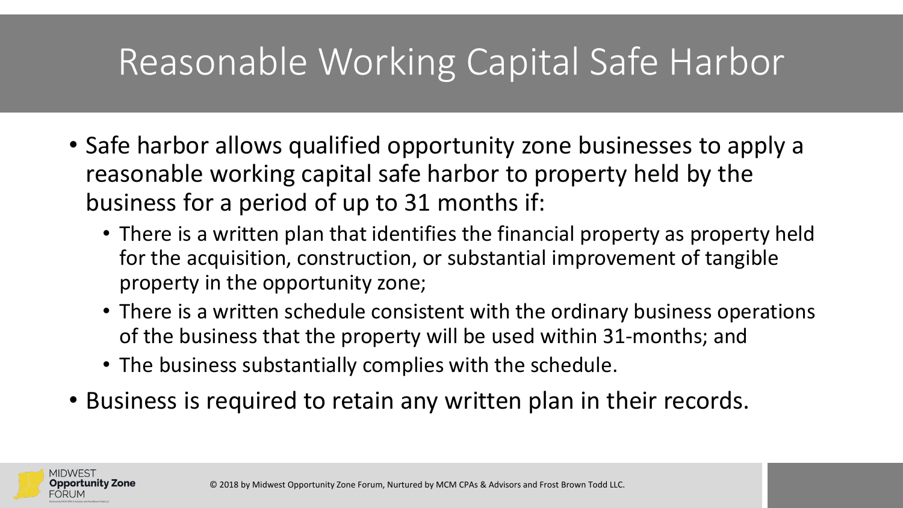# Reasonable Working Capital Safe Harbor

- Safe harbor allows qualified opportunity zone businesses to apply a reasonable working capital safe harbor to property held by the business for a period of up to 31 months if:
  - There is a written plan that identifies the financial property as property held for the acquisition, construction, or substantial improvement of tangible property in the opportunity zone;
  - There is a written schedule consistent with the ordinary business operations of the business that the property will be used within 31-months; and
  - The business substantially complies with the schedule.
- Business is required to retain any written plan in their records.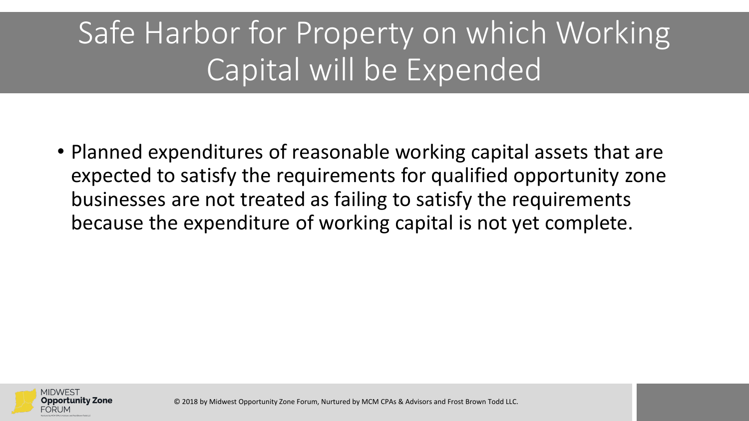# Safe Harbor for Property on which Working Capital will be Expended

- Planned expenditures of reasonable working capital assets that are expected to satisfy the requirements for qualified opportunity zone businesses are not treated as failing to satisfy the requirements because the expenditure of working capital is not yet complete.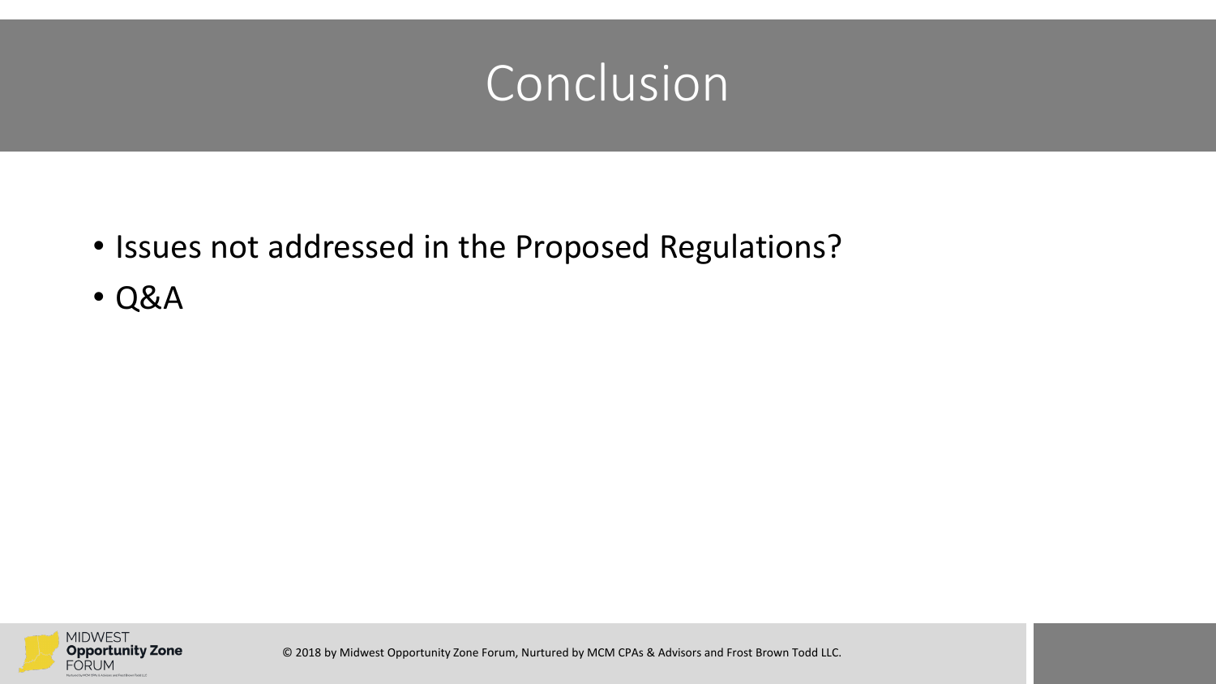# Conclusion

- Issues not addressed in the Proposed Regulations?
- Q&A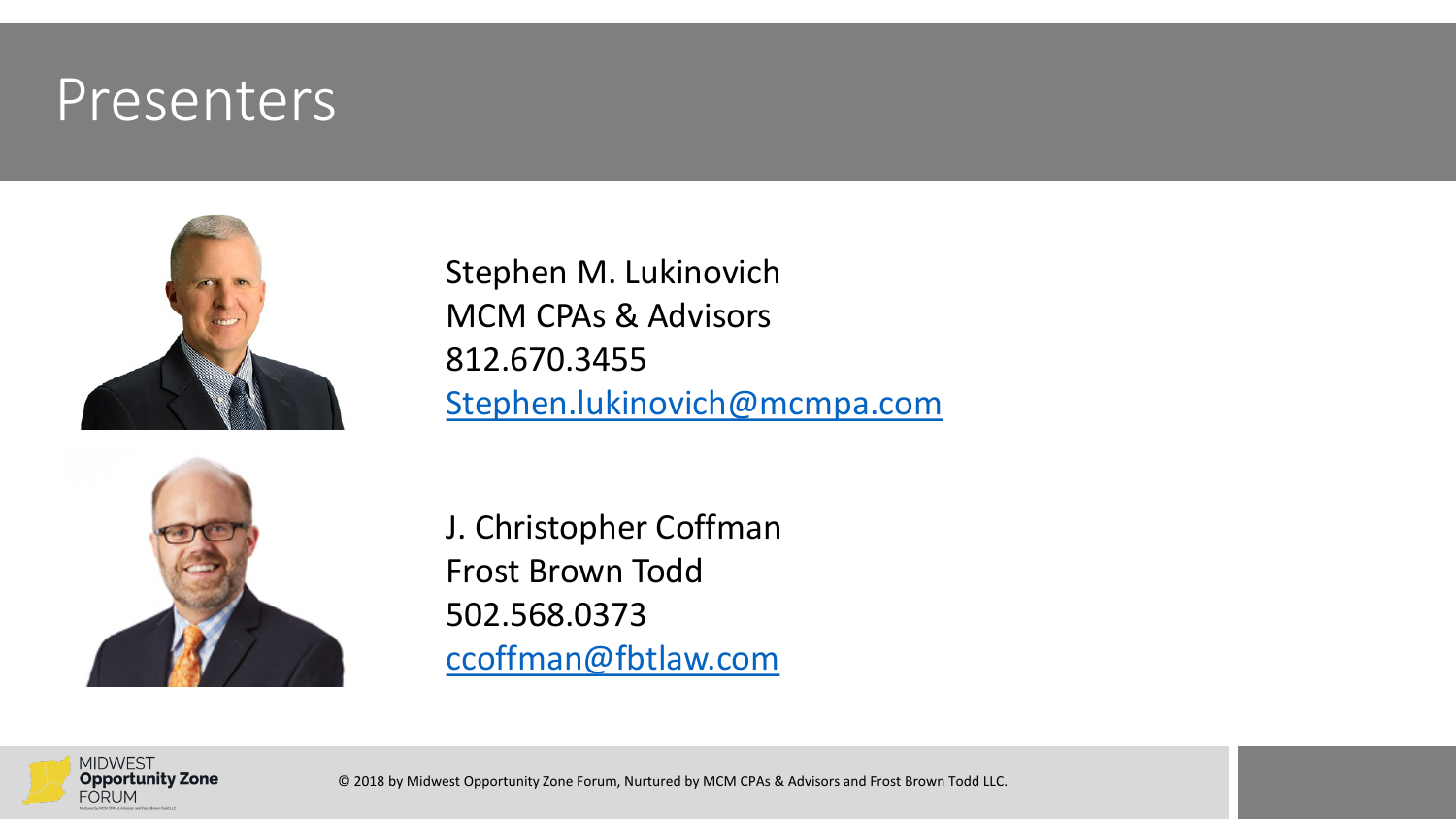# Presenters

Stephen M. Lukinovich
MCM CPAs & Advisors
812.670.3455
Stephen.lukinovich@mcmpa.com

J. Christopher Coffman
Frost Brown Todd
502.568.0373
ccoffman@fbtlaw.com

© 2018 by Midwest Opportunity Zone Forum, Nurtured by MCM CPAs & Advisors and Frost Brown Todd LLC.